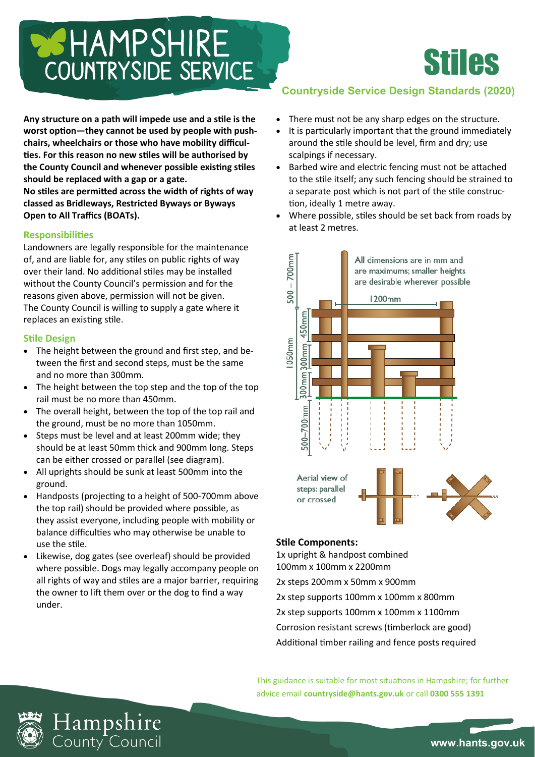# Stiles

**Countryside Service Design Standards (2020)**

**Any structure on a path will impede use and a stile is the worst option—they cannot be used by people with pushchairs, wheelchairs or those who have mobility difficulties. For this reason no new stiles will be authorised by the County Council and whenever possible existing stiles should be replaced with a gap or a gate.**

**No stiles are permitted across the width of rights of way classed as Bridleways, Restricted Byways or Byways Open to All Traffics (BOATs).**

## Responsibilities

Landowners are legally responsible for the maintenance of, and are liable for, any stiles on public rights of way over their land. No additional stiles may be installed without the County Council's permission and for the reasons given above, permission will not be given. The County Council is willing to supply a gate where it replaces an existing stile.

## Stile Design

- The height between the ground and first step, and between the first and second steps, must be the same and no more than 300mm.
- The height between the top step and the top of the top rail must be no more than 450mm.
- The overall height, between the top of the top rail and the ground, must be no more than 1050mm.
- Steps must be level and at least 200mm wide; they should be at least 50mm thick and 900mm long. Steps can be either crossed or parallel (see diagram).
- All uprights should be sunk at least 500mm into the ground.
- Handposts (projecting to a height of 500-700mm above the top rail) should be provided where possible, as they assist everyone, including people with mobility or balance difficulties who may otherwise be unable to use the stile.
- Likewise, dog gates (see overleaf) should be provided where possible. Dogs may legally accompany people on all rights of way and stiles are a major barrier, requiring the owner to lift them over or the dog to find a way under.
- There must not be any sharp edges on the structure.
- It is particularly important that the ground immediately around the stile should be level, firm and dry; use scalpings if necessary.
- Barbed wire and electric fencing must not be attached to the stile itself; any such fencing should be strained to a separate post which is not part of the stile construction, ideally 1 metre away.
- Where possible, stiles should be set back from roads by at least 2 metres.

All dimensions are in mm and are maximums; smaller heights are desirable wherever possible

500 – 700mm; 1200mm; 1050mm; 450mm; 300mm; 300mm; 500–700mm

Aerial view of steps: parallel or crossed

**Stile Components:**

1x upright & handpost combined 100mm x 100mm x 2200mm

2x steps 200mm x 50mm x 900mm

2x step supports 100mm x 100mm x 800mm

2x step supports 100mm x 100mm x 1100mm

Corrosion resistant screws (timberlock are good)

Additional timber railing and fence posts required

This guidance is suitable for most situations in Hampshire; for further advice email **countryside@hants.gov.uk** or call **0300 555 1391**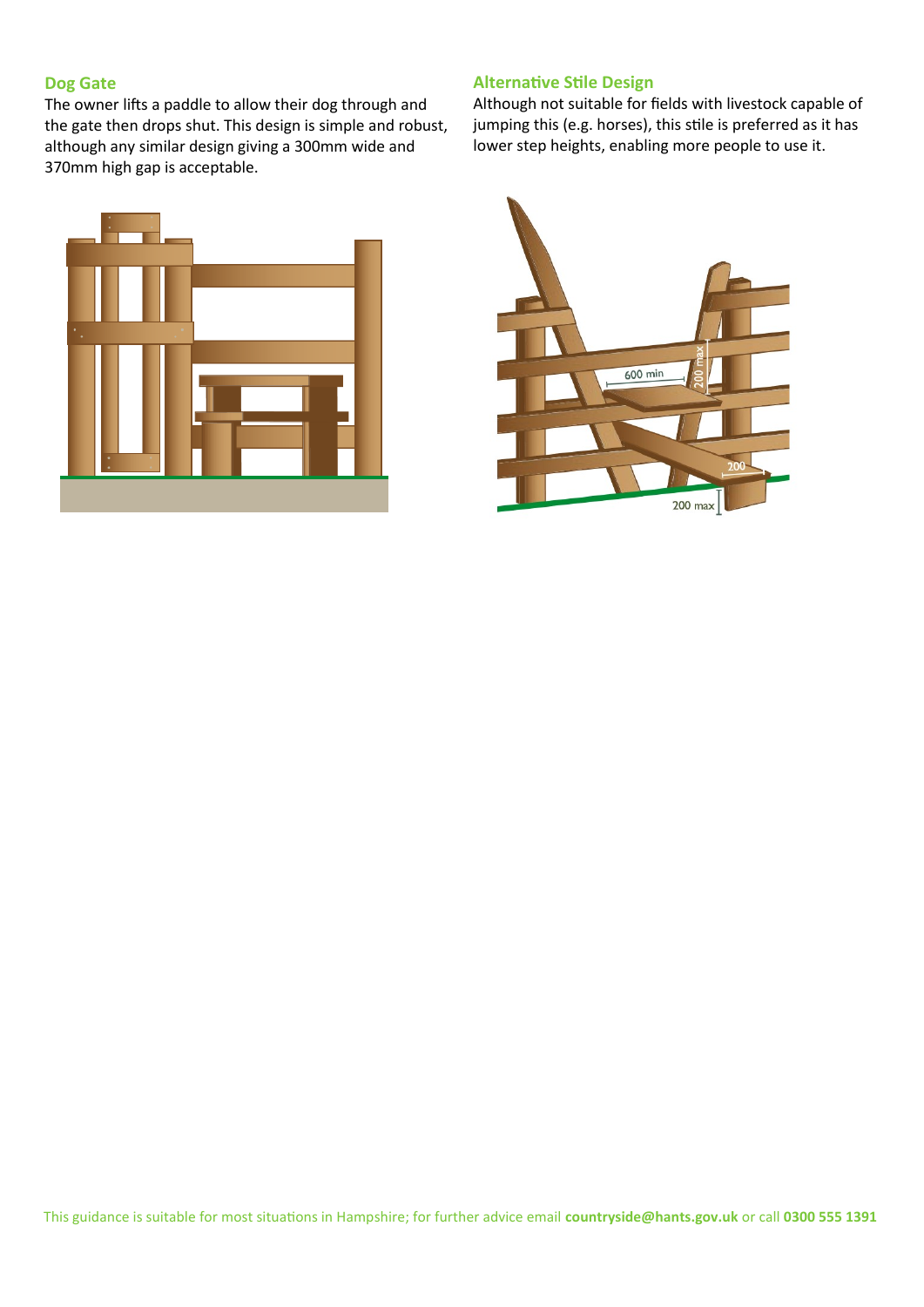## Dog Gate

The owner lifts a paddle to allow their dog through and the gate then drops shut. This design is simple and robust, although any similar design giving a 300mm wide and 370mm high gap is acceptable.

## Alternative Stile Design

Although not suitable for fields with livestock capable of jumping this (e.g. horses), this stile is preferred as it has lower step heights, enabling more people to use it.

600 min

200 max

200

200 max

This guidance is suitable for most situations in Hampshire; for further advice email **countryside@hants.gov.uk** or call **0300 555 1391**